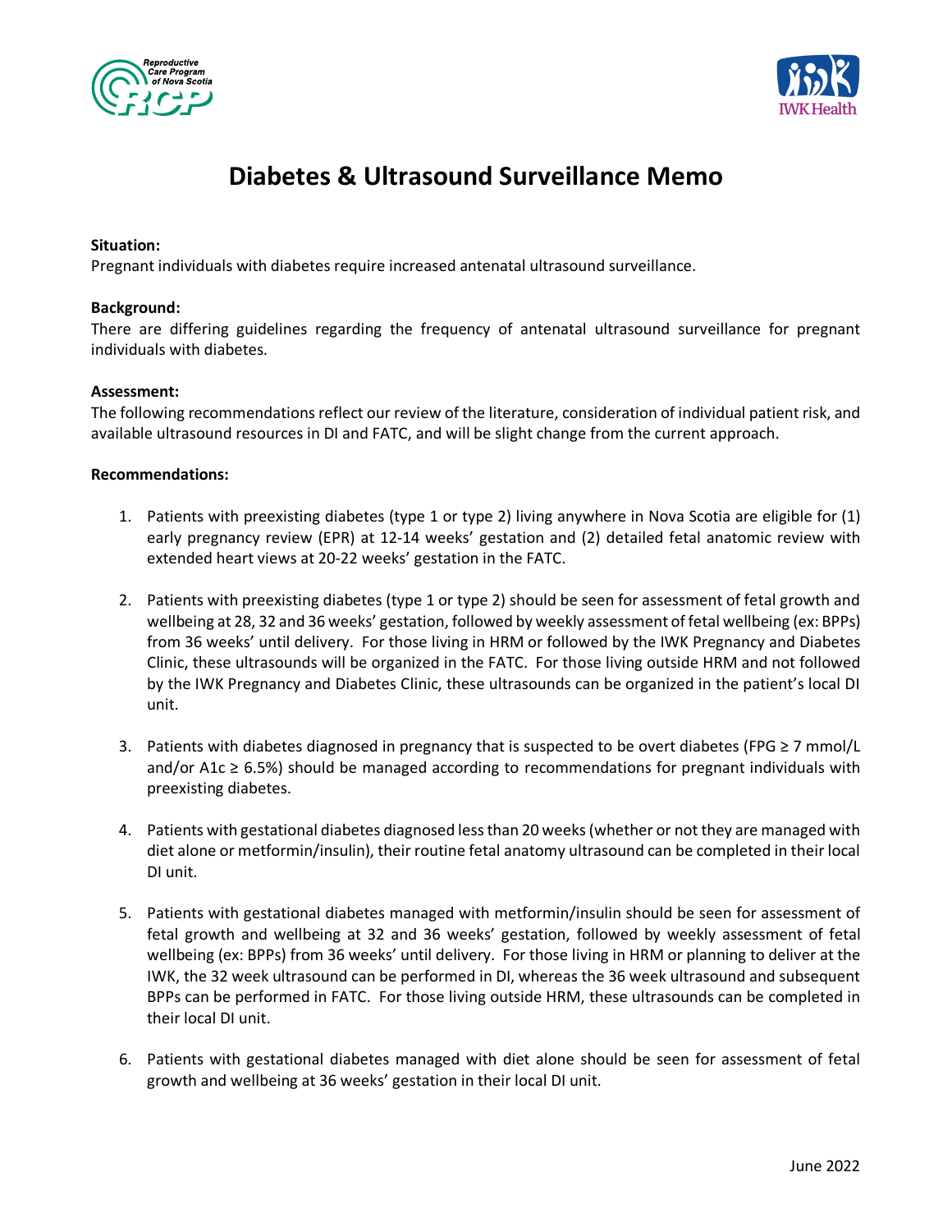# Diabetes & Ultrasound Surveillance Memo

**Situation:**
Pregnant individuals with diabetes require increased antenatal ultrasound surveillance.

**Background:**
There are differing guidelines regarding the frequency of antenatal ultrasound surveillance for pregnant individuals with diabetes.

**Assessment:**
The following recommendations reflect our review of the literature, consideration of individual patient risk, and available ultrasound resources in DI and FATC, and will be slight change from the current approach.

**Recommendations:**

1. Patients with preexisting diabetes (type 1 or type 2) living anywhere in Nova Scotia are eligible for (1) early pregnancy review (EPR) at 12-14 weeks' gestation and (2) detailed fetal anatomic review with extended heart views at 20-22 weeks' gestation in the FATC.

2. Patients with preexisting diabetes (type 1 or type 2) should be seen for assessment of fetal growth and wellbeing at 28, 32 and 36 weeks' gestation, followed by weekly assessment of fetal wellbeing (ex: BPPs) from 36 weeks' until delivery. For those living in HRM or followed by the IWK Pregnancy and Diabetes Clinic, these ultrasounds will be organized in the FATC. For those living outside HRM and not followed by the IWK Pregnancy and Diabetes Clinic, these ultrasounds can be organized in the patient's local DI unit.

3. Patients with diabetes diagnosed in pregnancy that is suspected to be overt diabetes (FPG ≥ 7 mmol/L and/or A1c ≥ 6.5%) should be managed according to recommendations for pregnant individuals with preexisting diabetes.

4. Patients with gestational diabetes diagnosed less than 20 weeks (whether or not they are managed with diet alone or metformin/insulin), their routine fetal anatomy ultrasound can be completed in their local DI unit.

5. Patients with gestational diabetes managed with metformin/insulin should be seen for assessment of fetal growth and wellbeing at 32 and 36 weeks' gestation, followed by weekly assessment of fetal wellbeing (ex: BPPs) from 36 weeks' until delivery. For those living in HRM or planning to deliver at the IWK, the 32 week ultrasound can be performed in DI, whereas the 36 week ultrasound and subsequent BPPs can be performed in FATC. For those living outside HRM, these ultrasounds can be completed in their local DI unit.

6. Patients with gestational diabetes managed with diet alone should be seen for assessment of fetal growth and wellbeing at 36 weeks' gestation in their local DI unit.

June 2022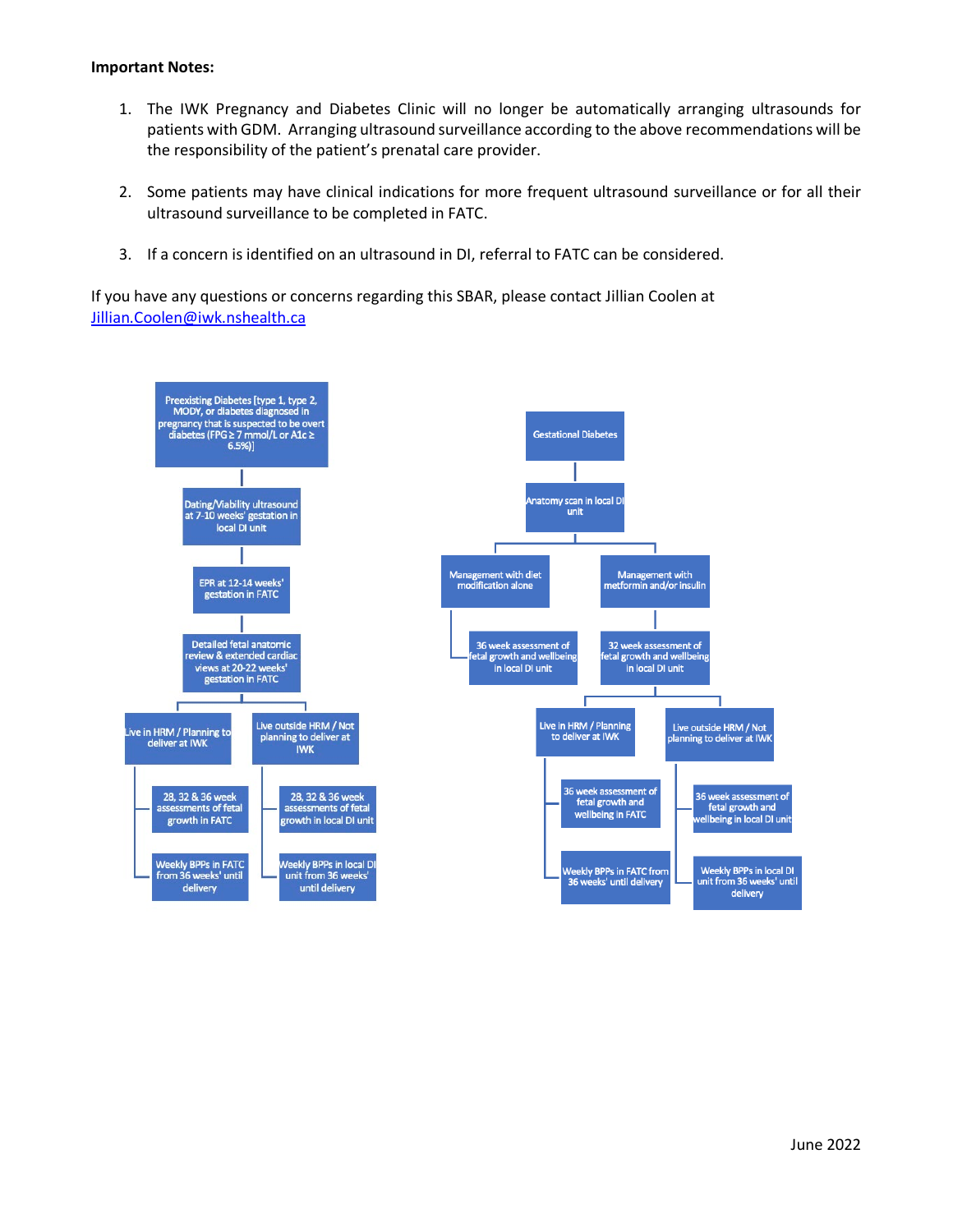**Important Notes:**

1. The IWK Pregnancy and Diabetes Clinic will no longer be automatically arranging ultrasounds for patients with GDM. Arranging ultrasound surveillance according to the above recommendations will be the responsibility of the patient's prenatal care provider.

2. Some patients may have clinical indications for more frequent ultrasound surveillance or for all their ultrasound surveillance to be completed in FATC.

3. If a concern is identified on an ultrasound in DI, referral to FATC can be considered.

If you have any questions or concerns regarding this SBAR, please contact Jillian Coolen at [Jillian.Coolen@iwk.nshealth.ca](mailto:Jillian.Coolen@iwk.nshealth.ca)

Preexisting Diabetes [type 1, type 2, MODY, or diabetes diagnosed in pregnancy that is suspected to be overt diabetes (FPG ≥ 7 mmol/L or A1c ≥ 6.5%)]

Dating/Viability ultrasound at 7-10 weeks' gestation in local DI unit

EPR at 12-14 weeks' gestation in FATC

Detailed fetal anatomic review & extended cardiac views at 20-22 weeks' gestation in FATC

Live in HRM / Planning to deliver at IWK

28, 32 & 36 week assessments of fetal growth in FATC

Weekly BPPs in FATC from 36 weeks' until delivery

Live outside HRM / Not planning to deliver at IWK

28, 32 & 36 week assessments of fetal growth in local DI unit

Weekly BPPs in local DI unit from 36 weeks' until delivery

Gestational Diabetes

Anatomy scan in local DI unit

Management with diet modification alone

36 week assessment of fetal growth and wellbeing in local DI unit

Management with metformin and/or insulin

32 week assessment of fetal growth and wellbeing in local DI unit

Live in HRM / Planning to deliver at IWK

36 week assessment of fetal growth and wellbeing in FATC

Weekly BPPs in FATC from 36 weeks' until delivery

Live outside HRM / Not planning to deliver at IWK

36 week assessment of fetal growth and wellbeing in local DI unit

Weekly BPPs in local DI unit from 36 weeks' until delivery

June 2022